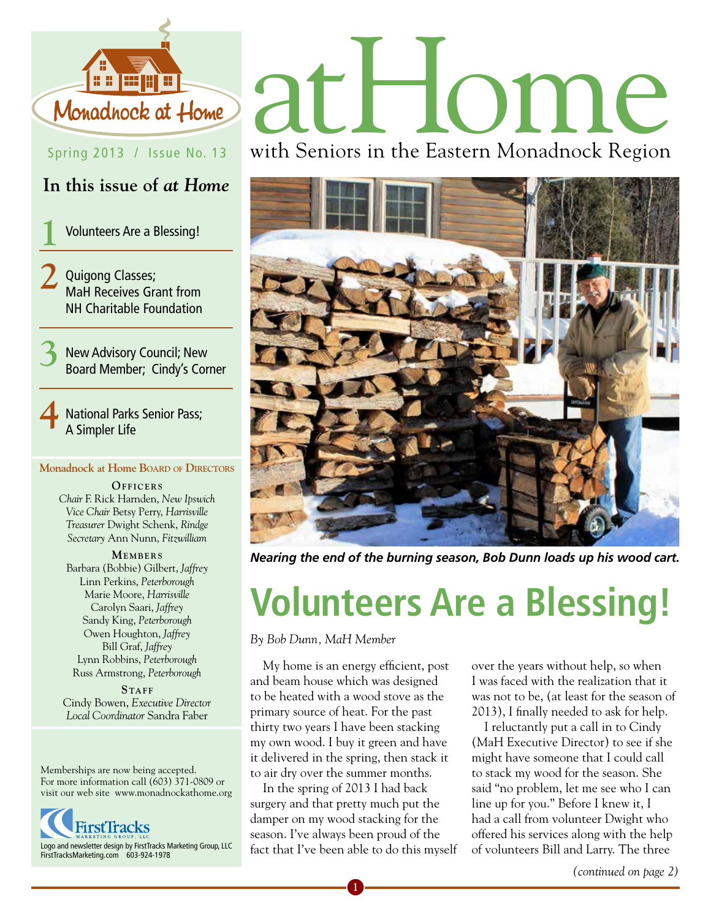Monadnock at Home

Spring 2013 / Issue No. 13

# atHome

with Seniors in the Eastern Monadnock Region

## In this issue of *at Home*

1. Volunteers Are a Blessing!
2. Quigong Classes; MaH Receives Grant from NH Charitable Foundation
3. New Advisory Council; New Board Member; Cindy's Corner
4. National Parks Senior Pass; A Simpler Life

**Monadnock at Home Board of Directors**

**Officers**
*Chair* F. Rick Harnden, *New Ipswich*
*Vice Chair* Betsy Perry, *Harrisville*
*Treasurer* Dwight Schenk, *Rindge*
*Secretary* Ann Nunn, *Fitzwilliam*

**Members**
Barbara (Bobbie) Gilbert, *Jaffrey*
Linn Perkins, *Peterborough*
Marie Moore, *Harrisville*
Carolyn Saari, *Jaffrey*
Sandy King, *Peterborough*
Owen Houghton, *Jaffrey*
Bill Graf, *Jaffrey*
Lynn Robbins, *Peterborough*
Russ Armstrong, *Peterborough*

**Staff**
Cindy Bowen, *Executive Director*
*Local Coordinator* Sandra Faber

Memberships are now being accepted. For more information call (603) 371-0809 or visit our web site www.monadnockathome.org

FirstTracks Marketing Group, LLC
Logo and newsletter design by FirstTracks Marketing Group, LLC
FirstTracksMarketing.com 603-924-1978

***Nearing the end of the burning season, Bob Dunn loads up his wood cart.***

# Volunteers Are a Blessing!

*By Bob Dunn, MaH Member*

My home is an energy efficient, post and beam house which was designed to be heated with a wood stove as the primary source of heat. For the past thirty two years I have been stacking my own wood. I buy it green and have it delivered in the spring, then stack it to air dry over the summer months.

In the spring of 2013 I had back surgery and that pretty much put the damper on my wood stacking for the season. I've always been proud of the fact that I've been able to do this myself over the years without help, so when I was faced with the realization that it was not to be, (at least for the season of 2013), I finally needed to ask for help.

I reluctantly put a call in to Cindy (MaH Executive Director) to see if she might have someone that I could call to stack my wood for the season. She said "no problem, let me see who I can line up for you." Before I knew it, I had a call from volunteer Dwight who offered his services along with the help of volunteers Bill and Larry. The three

*(continued on page 2)*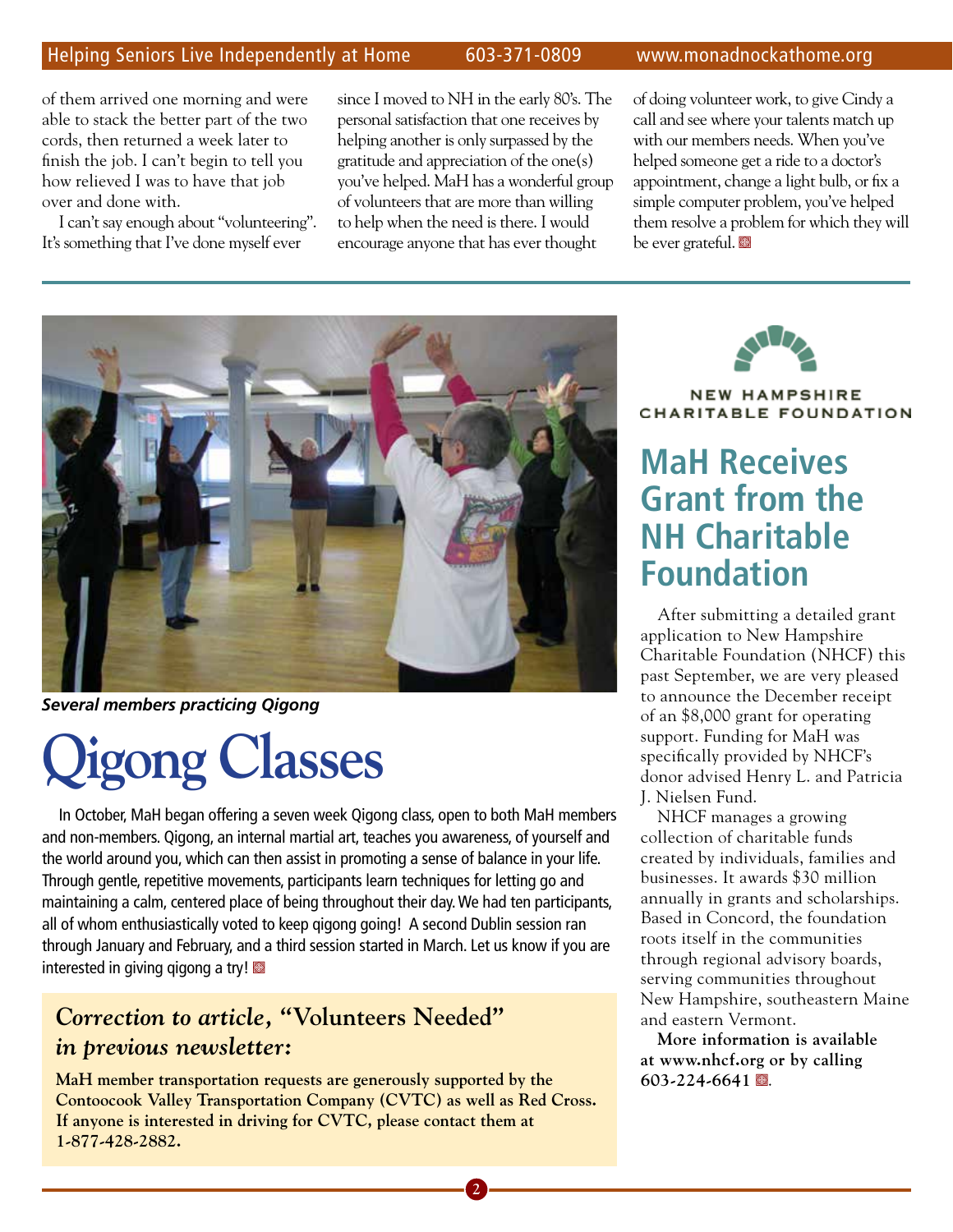of them arrived one morning and were able to stack the better part of the two cords, then returned a week later to finish the job. I can't begin to tell you how relieved I was to have that job over and done with.

I can't say enough about "volunteering". It's something that I've done myself ever since I moved to NH in the early 80's. The personal satisfaction that one receives by helping another is only surpassed by the gratitude and appreciation of the one(s) you've helped. MaH has a wonderful group of volunteers that are more than willing to help when the need is there. I would encourage anyone that has ever thought of doing volunteer work, to give Cindy a call and see where your talents match up with our members needs. When you've helped someone get a ride to a doctor's appointment, change a light bulb, or fix a simple computer problem, you've helped them resolve a problem for which they will be ever grateful.

***Several members practicing Qigong***

# Qigong Classes

In October, MaH began offering a seven week Qigong class, open to both MaH members and non-members. Qigong, an internal martial art, teaches you awareness, of yourself and the world around you, which can then assist in promoting a sense of balance in your life. Through gentle, repetitive movements, participants learn techniques for letting go and maintaining a calm, centered place of being throughout their day. We had ten participants, all of whom enthusiastically voted to keep qigong going! A second Dublin session ran through January and February, and a third session started in March. Let us know if you are interested in giving qigong a try!

### *Correction to article,* "Volunteers Needed" *in previous newsletter:*

**MaH member transportation requests are generously supported by the Contoocook Valley Transportation Company (CVTC) as well as Red Cross. If anyone is interested in driving for CVTC, please contact them at 1-877-428-2882.**

NEW HAMPSHIRE CHARITABLE FOUNDATION

## MaH Receives Grant from the NH Charitable Foundation

After submitting a detailed grant application to New Hampshire Charitable Foundation (NHCF) this past September, we are very pleased to announce the December receipt of an $8,000 grant for operating support. Funding for MaH was specifically provided by NHCF's donor advised Henry L. and Patricia J. Nielsen Fund.

NHCF manages a growing collection of charitable funds created by individuals, families and businesses. It awards $30 million annually in grants and scholarships. Based in Concord, the foundation roots itself in the communities through regional advisory boards, serving communities throughout New Hampshire, southeastern Maine and eastern Vermont.

**More information is available at www.nhcf.org or by calling 603-224-6641.**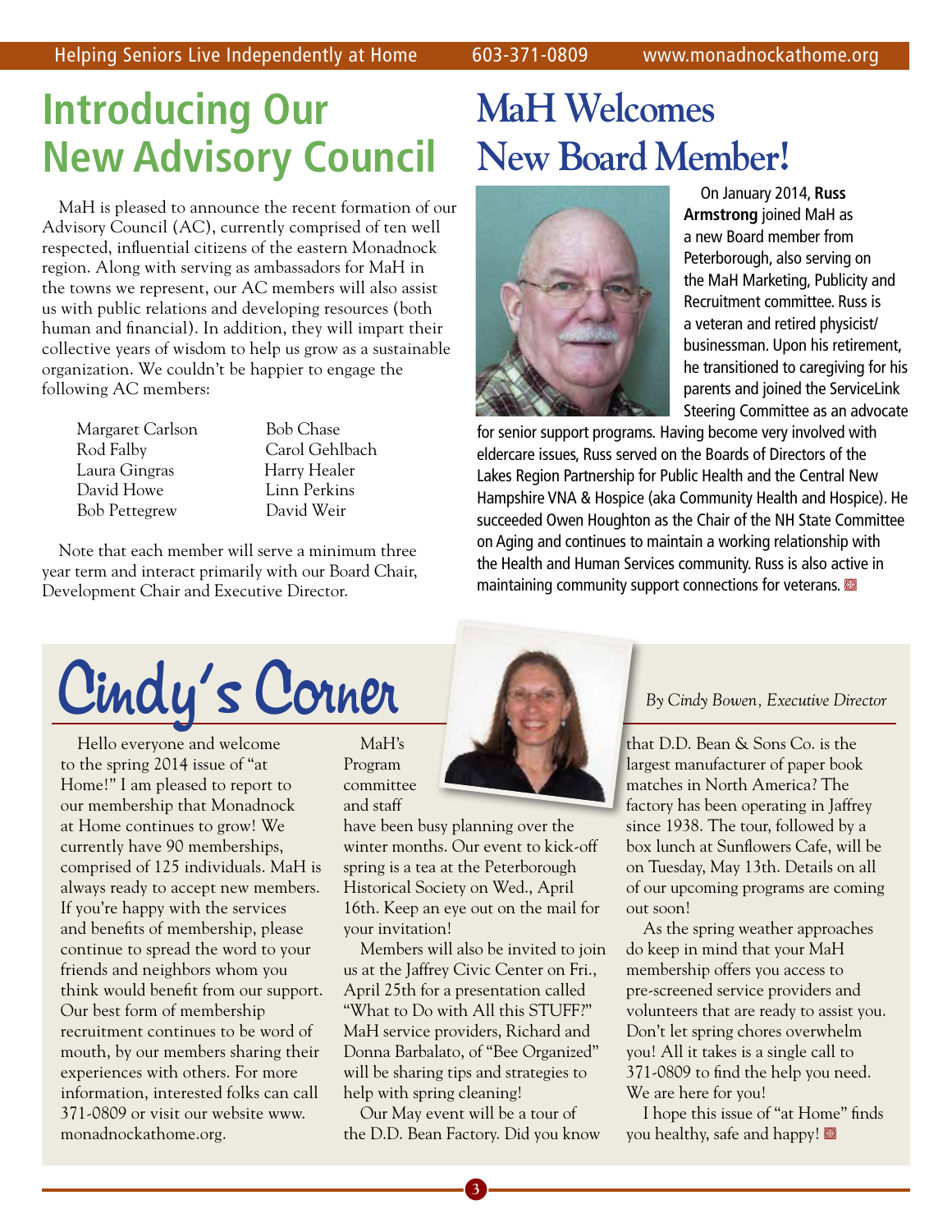# Introducing Our New Advisory Council

MaH is pleased to announce the recent formation of our Advisory Council (AC), currently comprised of ten well respected, influential citizens of the eastern Monadnock region. Along with serving as ambassadors for MaH in the towns we represent, our AC members will also assist us with public relations and developing resources (both human and financial). In addition, they will impart their collective years of wisdom to help us grow as a sustainable organization. We couldn't be happier to engage the following AC members:

- Margaret Carlson
- Rod Falby
- Laura Gingras
- David Howe
- Bob Pettegrew
- Bob Chase
- Carol Gehlbach
- Harry Healer
- Linn Perkins
- David Weir

Note that each member will serve a minimum three year term and interact primarily with our Board Chair, Development Chair and Executive Director.

# MaH Welcomes New Board Member!

On January 2014, **Russ Armstrong** joined MaH as a new Board member from Peterborough, also serving on the MaH Marketing, Publicity and Recruitment committee. Russ is a veteran and retired physicist/businessman. Upon his retirement, he transitioned to caregiving for his parents and joined the ServiceLink Steering Committee as an advocate for senior support programs. Having become very involved with eldercare issues, Russ served on the Boards of Directors of the Lakes Region Partnership for Public Health and the Central New Hampshire VNA & Hospice (aka Community Health and Hospice). He succeeded Owen Houghton as the Chair of the NH State Committee on Aging and continues to maintain a working relationship with the Health and Human Services community. Russ is also active in maintaining community support connections for veterans.

# Cindy's Corner

*By Cindy Bowen, Executive Director*

Hello everyone and welcome to the spring 2014 issue of "at Home!" I am pleased to report to our membership that Monadnock at Home continues to grow! We currently have 90 memberships, comprised of 125 individuals. MaH is always ready to accept new members. If you're happy with the services and benefits of membership, please continue to spread the word to your friends and neighbors whom you think would benefit from our support. Our best form of membership recruitment continues to be word of mouth, by our members sharing their experiences with others. For more information, interested folks can call 371-0809 or visit our website www.monadnockathome.org.

MaH's Program committee and staff have been busy planning over the winter months. Our event to kick-off spring is a tea at the Peterborough Historical Society on Wed., April 16th. Keep an eye out on the mail for your invitation!

Members will also be invited to join us at the Jaffrey Civic Center on Fri., April 25th for a presentation called "What to Do with All this STUFF?" MaH service providers, Richard and Donna Barbalato, of "Bee Organized" will be sharing tips and strategies to help with spring cleaning!

Our May event will be a tour of the D.D. Bean Factory. Did you know that D.D. Bean & Sons Co. is the largest manufacturer of paper book matches in North America? The factory has been operating in Jaffrey since 1938. The tour, followed by a box lunch at Sunflowers Cafe, will be on Tuesday, May 13th. Details on all of our upcoming programs are coming out soon!

As the spring weather approaches do keep in mind that your MaH membership offers you access to pre-screened service providers and volunteers that are ready to assist you. Don't let spring chores overwhelm you! All it takes is a single call to 371-0809 to find the help you need. We are here for you!

I hope this issue of "at Home" finds you healthy, safe and happy!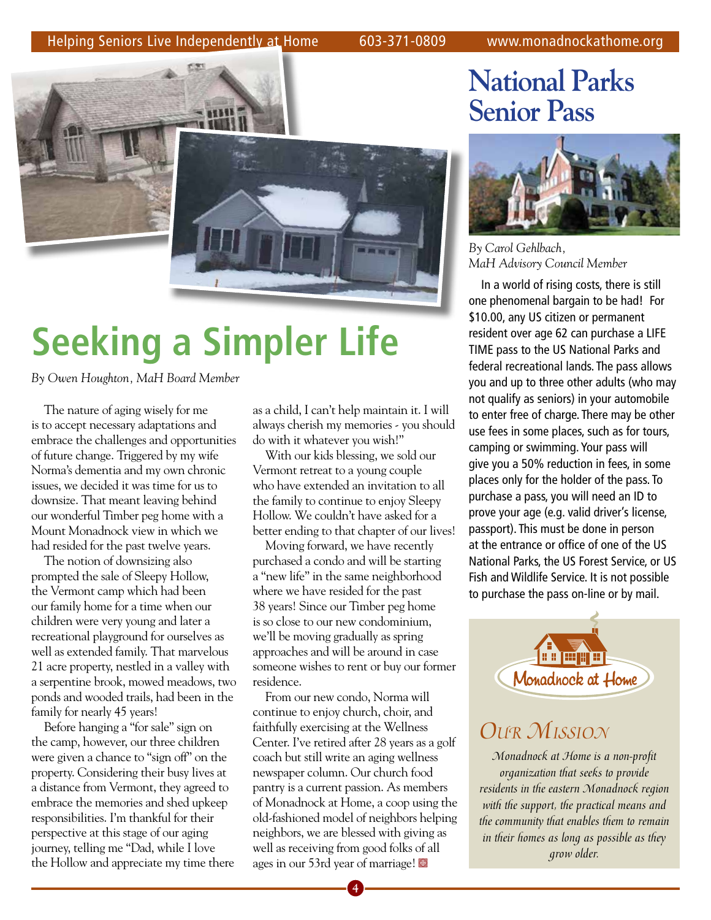# Seeking a Simpler Life

*By Owen Houghton, MaH Board Member*

The nature of aging wisely for me is to accept necessary adaptations and embrace the challenges and opportunities of future change. Triggered by my wife Norma's dementia and my own chronic issues, we decided it was time for us to downsize. That meant leaving behind our wonderful Timber peg home with a Mount Monadnock view in which we had resided for the past twelve years.

The notion of downsizing also prompted the sale of Sleepy Hollow, the Vermont camp which had been our family home for a time when our children were very young and later a recreational playground for ourselves as well as extended family. That marvelous 21 acre property, nestled in a valley with a serpentine brook, mowed meadows, two ponds and wooded trails, had been in the family for nearly 45 years!

Before hanging a "for sale" sign on the camp, however, our three children were given a chance to "sign off" on the property. Considering their busy lives at a distance from Vermont, they agreed to embrace the memories and shed upkeep responsibilities. I'm thankful for their perspective at this stage of our aging journey, telling me "Dad, while I love the Hollow and appreciate my time there as a child, I can't help maintain it. I will always cherish my memories - you should do with it whatever you wish!"

With our kids blessing, we sold our Vermont retreat to a young couple who have extended an invitation to all the family to continue to enjoy Sleepy Hollow. We couldn't have asked for a better ending to that chapter of our lives!

Moving forward, we have recently purchased a condo and will be starting a "new life" in the same neighborhood where we have resided for the past 38 years! Since our Timber peg home is so close to our new condominium, we'll be moving gradually as spring approaches and will be around in case someone wishes to rent or buy our former residence.

From our new condo, Norma will continue to enjoy church, choir, and faithfully exercising at the Wellness Center. I've retired after 28 years as a golf coach but still write an aging wellness newspaper column. Our church food pantry is a current passion. As members of Monadnock at Home, a coop using the old-fashioned model of neighbors helping neighbors, we are blessed with giving as well as receiving from good folks of all ages in our 53rd year of marriage!

# National Parks Senior Pass

*By Carol Gehlbach, MaH Advisory Council Member*

In a world of rising costs, there is still one phenomenal bargain to be had! For $10.00, any US citizen or permanent resident over age 62 can purchase a LIFE TIME pass to the US National Parks and federal recreational lands. The pass allows you and up to three other adults (who may not qualify as seniors) in your automobile to enter free of charge. There may be other use fees in some places, such as for tours, camping or swimming. Your pass will give you a 50% reduction in fees, in some places only for the holder of the pass. To purchase a pass, you will need an ID to prove your age (e.g. valid driver's license, passport). This must be done in person at the entrance or office of one of the US National Parks, the US Forest Service, or US Fish and Wildlife Service. It is not possible to purchase the pass on-line or by mail.

Monadnock at Home

## Our Mission

*Monadnock at Home is a non-profit organization that seeks to provide residents in the eastern Monadnock region with the support, the practical means and the community that enables them to remain in their homes as long as possible as they grow older.*